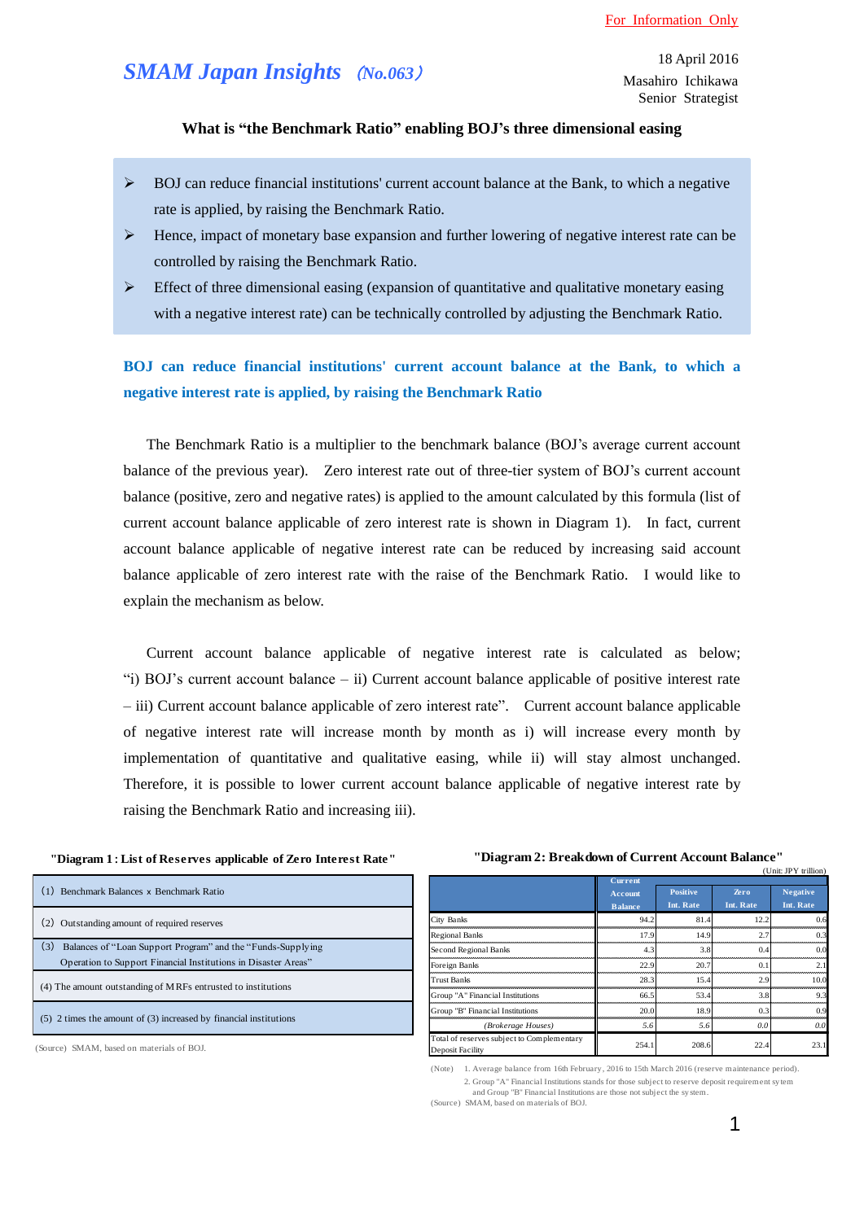For Information Only

# SMAM Japan Insights (No.063)

18 April 2016
Masahiro Ichikawa
Senior Strategist

## What is "the Benchmark Ratio" enabling BOJ's three dimensional easing

- BOJ can reduce financial institutions' current account balance at the Bank, to which a negative rate is applied, by raising the Benchmark Ratio.
- Hence, impact of monetary base expansion and further lowering of negative interest rate can be controlled by raising the Benchmark Ratio.
- Effect of three dimensional easing (expansion of quantitative and qualitative monetary easing with a negative interest rate) can be technically controlled by adjusting the Benchmark Ratio.

### BOJ can reduce financial institutions' current account balance at the Bank, to which a negative interest rate is applied, by raising the Benchmark Ratio

The Benchmark Ratio is a multiplier to the benchmark balance (BOJ's average current account balance of the previous year). Zero interest rate out of three-tier system of BOJ's current account balance (positive, zero and negative rates) is applied to the amount calculated by this formula (list of current account balance applicable of zero interest rate is shown in Diagram 1). In fact, current account balance applicable of negative interest rate can be reduced by increasing said account balance applicable of zero interest rate with the raise of the Benchmark Ratio. I would like to explain the mechanism as below.

Current account balance applicable of negative interest rate is calculated as below; "i) BOJ's current account balance – ii) Current account balance applicable of positive interest rate – iii) Current account balance applicable of zero interest rate". Current account balance applicable of negative interest rate will increase month by month as i) will increase every month by implementation of quantitative and qualitative easing, while ii) will stay almost unchanged. Therefore, it is possible to lower current account balance applicable of negative interest rate by raising the Benchmark Ratio and increasing iii).

**"Diagram 1 : List of Reserves applicable of Zero Interest Rate"**

| |
|---|
| (1) Benchmark Balances × Benchmark Ratio |
| (2) Outstanding amount of required reserves |
| (3) Balances of "Loan Support Program" and the "Funds-Supplying Operation to Support Financial Institutions in Disaster Areas" |
| (4) The amount outstanding of MRFs entrusted to institutions |
| (5) 2 times the amount of (3) increased by financial institutions |

(Source) SMAM, based on materials of BOJ.

**"Diagram 2: Breakdown of Current Account Balance"**

(Unit: JPY trillion)

| | Current Account Balance | Positive Int. Rate | Zero Int. Rate | Negative Int. Rate |
|---|---|---|---|---|
| City Banks | 94.2 | 81.4 | 12.2 | 0.6 |
| Regional Banks | 17.9 | 14.9 | 2.7 | 0.3 |
| Second Regional Banks | 4.3 | 3.8 | 0.4 | 0.0 |
| Foreign Banks | 22.9 | 20.7 | 0.1 | 2.1 |
| Trust Banks | 28.3 | 15.4 | 2.9 | 10.0 |
| Group "A" Financial Institutions | 66.5 | 53.4 | 3.8 | 9.3 |
| Group "B" Financial Institutions | 20.0 | 18.9 | 0.3 | 0.9 |
| *(Brokerage Houses)* | 5.6 | 5.6 | 0.0 | 0.0 |
| Total of reserves subject to Complementary Deposit Facility | 254.1 | 208.6 | 22.4 | 23.1 |

(Note) 1. Average balance from 16th February, 2016 to 15th March 2016 (reserve maintenance period).
2. Group "A" Financial Institutions stands for those subject to reserve deposit requirement sytem and Group "B" Financial Institutions are those not subject the system.
(Source) SMAM, based on materials of BOJ.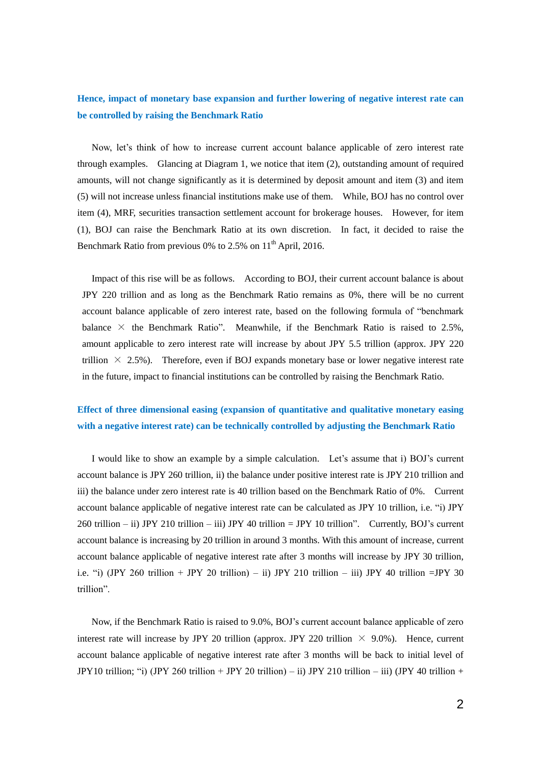**Hence, impact of monetary base expansion and further lowering of negative interest rate can be controlled by raising the Benchmark Ratio**

Now, let's think of how to increase current account balance applicable of zero interest rate through examples. Glancing at Diagram 1, we notice that item (2), outstanding amount of required amounts, will not change significantly as it is determined by deposit amount and item (3) and item (5) will not increase unless financial institutions make use of them. While, BOJ has no control over item (4), MRF, securities transaction settlement account for brokerage houses. However, for item (1), BOJ can raise the Benchmark Ratio at its own discretion. In fact, it decided to raise the Benchmark Ratio from previous 0% to 2.5% on 11th April, 2016.

Impact of this rise will be as follows. According to BOJ, their current account balance is about JPY 220 trillion and as long as the Benchmark Ratio remains as 0%, there will be no current account balance applicable of zero interest rate, based on the following formula of "benchmark balance × the Benchmark Ratio". Meanwhile, if the Benchmark Ratio is raised to 2.5%, amount applicable to zero interest rate will increase by about JPY 5.5 trillion (approx. JPY 220 trillion × 2.5%). Therefore, even if BOJ expands monetary base or lower negative interest rate in the future, impact to financial institutions can be controlled by raising the Benchmark Ratio.

**Effect of three dimensional easing (expansion of quantitative and qualitative monetary easing with a negative interest rate) can be technically controlled by adjusting the Benchmark Ratio**

I would like to show an example by a simple calculation. Let's assume that i) BOJ's current account balance is JPY 260 trillion, ii) the balance under positive interest rate is JPY 210 trillion and iii) the balance under zero interest rate is 40 trillion based on the Benchmark Ratio of 0%. Current account balance applicable of negative interest rate can be calculated as JPY 10 trillion, i.e. "i) JPY 260 trillion – ii) JPY 210 trillion – iii) JPY 40 trillion = JPY 10 trillion". Currently, BOJ's current account balance is increasing by 20 trillion in around 3 months. With this amount of increase, current account balance applicable of negative interest rate after 3 months will increase by JPY 30 trillion, i.e. "i) (JPY 260 trillion + JPY 20 trillion) – ii) JPY 210 trillion – iii) JPY 40 trillion =JPY 30 trillion".

Now, if the Benchmark Ratio is raised to 9.0%, BOJ's current account balance applicable of zero interest rate will increase by JPY 20 trillion (approx. JPY 220 trillion × 9.0%). Hence, current account balance applicable of negative interest rate after 3 months will be back to initial level of JPY10 trillion; "i) (JPY 260 trillion + JPY 20 trillion) – ii) JPY 210 trillion – iii) (JPY 40 trillion +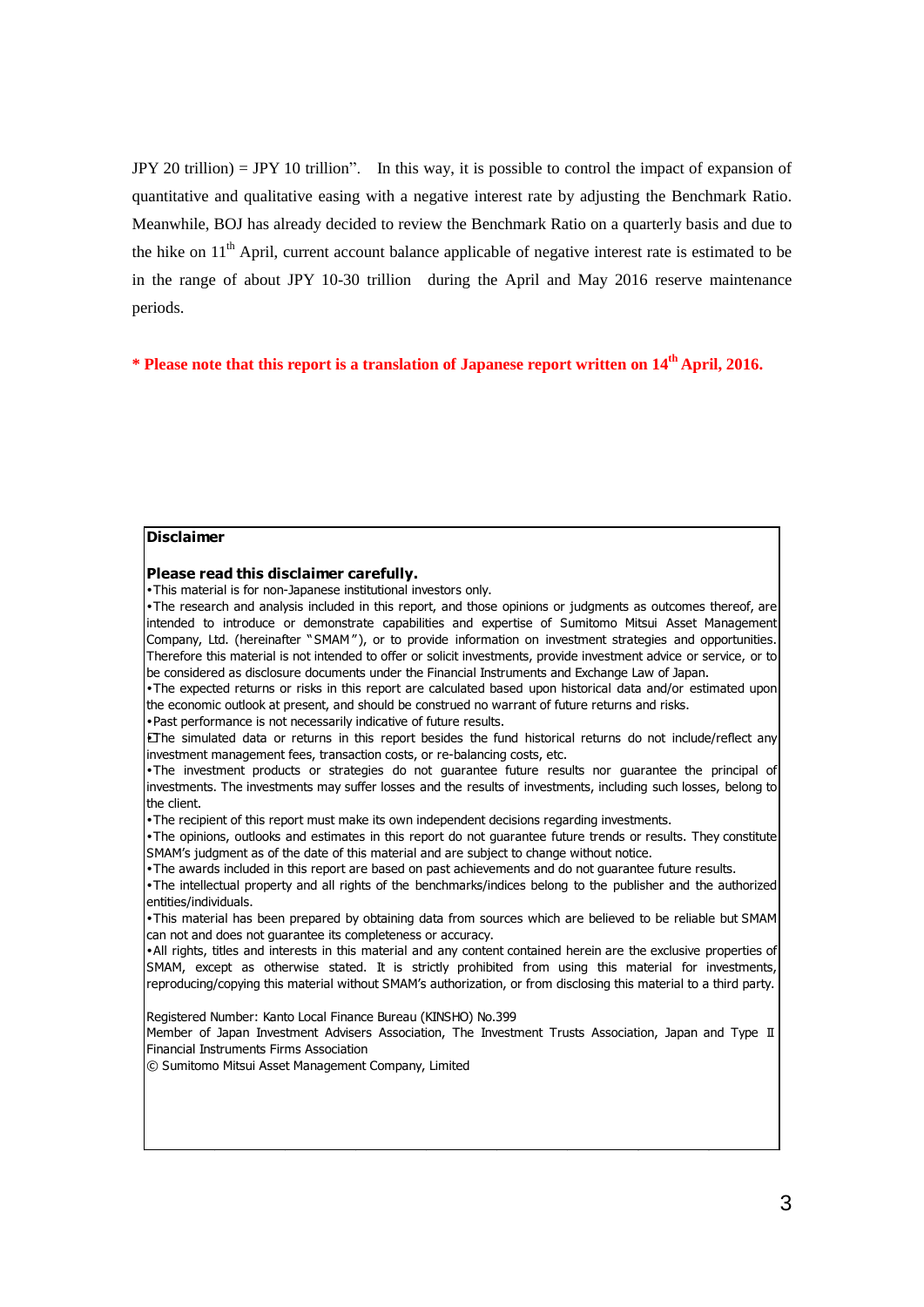JPY 20 trillion) = JPY 10 trillion". In this way, it is possible to control the impact of expansion of quantitative and qualitative easing with a negative interest rate by adjusting the Benchmark Ratio. Meanwhile, BOJ has already decided to review the Benchmark Ratio on a quarterly basis and due to the hike on 11th April, current account balance applicable of negative interest rate is estimated to be in the range of about JPY 10-30 trillion during the April and May 2016 reserve maintenance periods.

**\* Please note that this report is a translation of Japanese report written on 14th April, 2016.**

**Disclaimer**

**Please read this disclaimer carefully.**

- This material is for non-Japanese institutional investors only.
- The research and analysis included in this report, and those opinions or judgments as outcomes thereof, are intended to introduce or demonstrate capabilities and expertise of Sumitomo Mitsui Asset Management Company, Ltd. (hereinafter "SMAM"), or to provide information on investment strategies and opportunities. Therefore this material is not intended to offer or solicit investments, provide investment advice or service, or to be considered as disclosure documents under the Financial Instruments and Exchange Law of Japan.
- The expected returns or risks in this report are calculated based upon historical data and/or estimated upon the economic outlook at present, and should be construed no warrant of future returns and risks.
- Past performance is not necessarily indicative of future results.
- The simulated data or returns in this report besides the fund historical returns do not include/reflect any investment management fees, transaction costs, or re-balancing costs, etc.
- The investment products or strategies do not guarantee future results nor guarantee the principal of investments. The investments may suffer losses and the results of investments, including such losses, belong to the client.
- The recipient of this report must make its own independent decisions regarding investments.
- The opinions, outlooks and estimates in this report do not guarantee future trends or results. They constitute SMAM's judgment as of the date of this material and are subject to change without notice.
- The awards included in this report are based on past achievements and do not guarantee future results.
- The intellectual property and all rights of the benchmarks/indices belong to the publisher and the authorized entities/individuals.
- This material has been prepared by obtaining data from sources which are believed to be reliable but SMAM can not and does not guarantee its completeness or accuracy.
- All rights, titles and interests in this material and any content contained herein are the exclusive properties of SMAM, except as otherwise stated. It is strictly prohibited from using this material for investments, reproducing/copying this material without SMAM's authorization, or from disclosing this material to a third party.

Registered Number: Kanto Local Finance Bureau (KINSHO) No.399
Member of Japan Investment Advisers Association, The Investment Trusts Association, Japan and Type Ⅱ Financial Instruments Firms Association
© Sumitomo Mitsui Asset Management Company, Limited